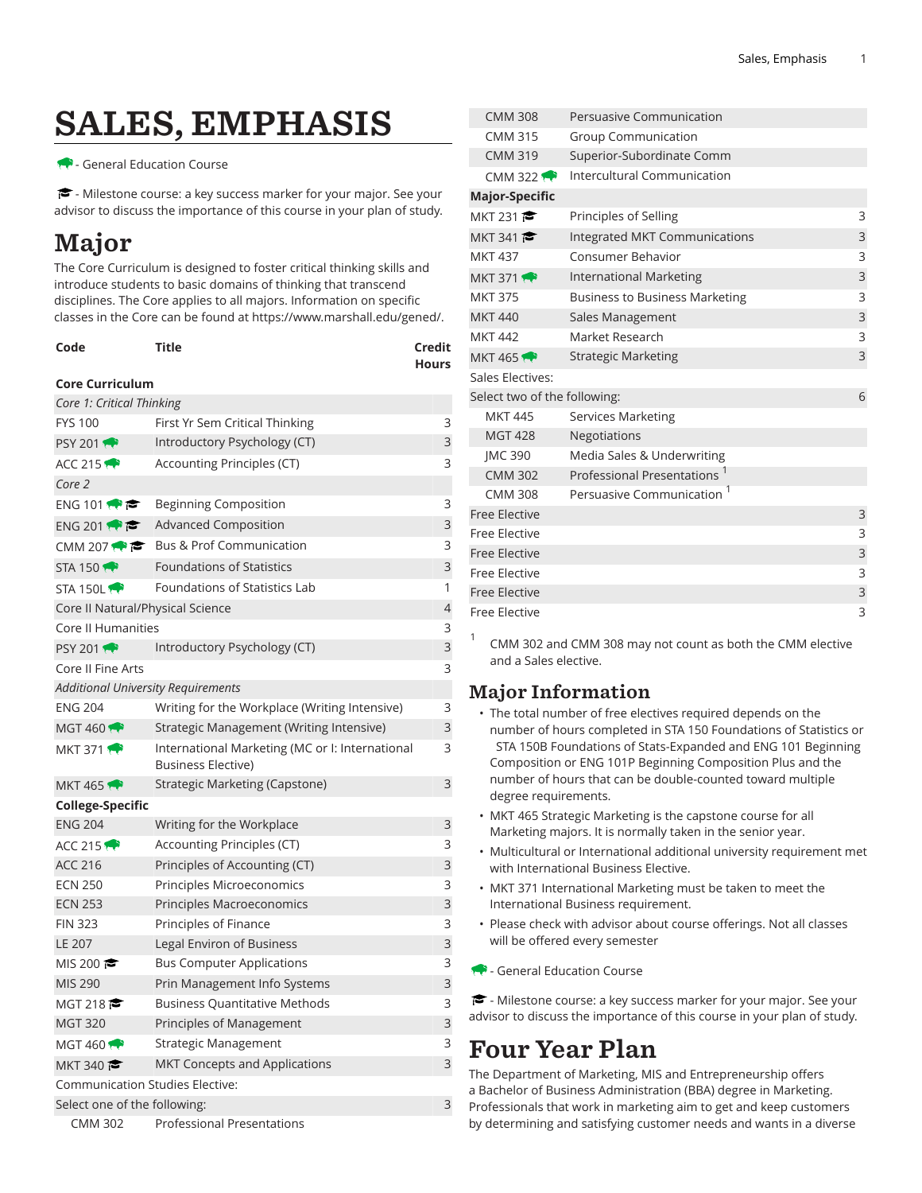# SALES, EMPHASIS

🦬 - General Education Course

🎓 - Milestone course: a key success marker for your major. See your advisor to discuss the importance of this course in your plan of study.

# Major

The Core Curriculum is designed to foster critical thinking skills and introduce students to basic domains of thinking that transcend disciplines. The Core applies to all majors. Information on specific classes in the Core can be found at https://www.marshall.edu/gened/.

| Code | Title | Credit Hours |
|---|---|---|
| **Core Curriculum** | | |
| *Core 1: Critical Thinking* | | |
| FYS 100 | First Yr Sem Critical Thinking | 3 |
| PSY 201 🦬 | Introductory Psychology (CT) | 3 |
| ACC 215 🦬 | Accounting Principles (CT) | 3 |
| *Core 2* | | |
| ENG 101 🦬 🎓 | Beginning Composition | 3 |
| ENG 201 🦬 🎓 | Advanced Composition | 3 |
| CMM 207 🦬 🎓 | Bus & Prof Communication | 3 |
| STA 150 🦬 | Foundations of Statistics | 3 |
| STA 150L 🦬 | Foundations of Statistics Lab | 1 |
| Core II Natural/Physical Science | | 4 |
| Core II Humanities | | 3 |
| PSY 201 🦬 | Introductory Psychology (CT) | 3 |
| Core II Fine Arts | | 3 |
| *Additional University Requirements* | | |
| ENG 204 | Writing for the Workplace (Writing Intensive) | 3 |
| MGT 460 🦬 | Strategic Management (Writing Intensive) | 3 |
| MKT 371 🦬 | International Marketing (MC or I: International Business Elective) | 3 |
| MKT 465 🦬 | Strategic Marketing (Capstone) | 3 |
| **College-Specific** | | |
| ENG 204 | Writing for the Workplace | 3 |
| ACC 215 🦬 | Accounting Principles (CT) | 3 |
| ACC 216 | Principles of Accounting (CT) | 3 |
| ECN 250 | Principles Microeconomics | 3 |
| ECN 253 | Principles Macroeconomics | 3 |
| FIN 323 | Principles of Finance | 3 |
| LE 207 | Legal Environ of Business | 3 |
| MIS 200 🎓 | Bus Computer Applications | 3 |
| MIS 290 | Prin Management Info Systems | 3 |
| MGT 218 🎓 | Business Quantitative Methods | 3 |
| MGT 320 | Principles of Management | 3 |
| MGT 460 🦬 | Strategic Management | 3 |
| MKT 340 🎓 | MKT Concepts and Applications | 3 |
| Communication Studies Elective: | | |
| Select one of the following: | | 3 |
| CMM 302 | Professional Presentations | |
| CMM 308 | Persuasive Communication | |
| CMM 315 | Group Communication | |
| CMM 319 | Superior-Subordinate Comm | |
| CMM 322 🦬 | Intercultural Communication | |
| **Major-Specific** | | |
| MKT 231 🎓 | Principles of Selling | 3 |
| MKT 341 🎓 | Integrated MKT Communications | 3 |
| MKT 437 | Consumer Behavior | 3 |
| MKT 371 🦬 | International Marketing | 3 |
| MKT 375 | Business to Business Marketing | 3 |
| MKT 440 | Sales Management | 3 |
| MKT 442 | Market Research | 3 |
| MKT 465 🦬 | Strategic Marketing | 3 |
| Sales Electives: | | |
| Select two of the following: | | 6 |
| MKT 445 | Services Marketing | |
| MGT 428 | Negotiations | |
| JMC 390 | Media Sales & Underwriting | |
| CMM 302 | Professional Presentations [1] | |
| CMM 308 | Persuasive Communication [1] | |
| Free Elective | | 3 |
| Free Elective | | 3 |
| Free Elective | | 3 |
| Free Elective | | 3 |
| Free Elective | | 3 |
| Free Elective | | 3 |

[1] CMM 302 and CMM 308 may not count as both the CMM elective and a Sales elective.

## Major Information

- The total number of free electives required depends on the number of hours completed in STA 150 Foundations of Statistics or STA 150B Foundations of Stats-Expanded and ENG 101 Beginning Composition or ENG 101P Beginning Composition Plus and the number of hours that can be double-counted toward multiple degree requirements.
- MKT 465 Strategic Marketing is the capstone course for all Marketing majors. It is normally taken in the senior year.
- Multicultural or International additional university requirement met with International Business Elective.
- MKT 371 International Marketing must be taken to meet the International Business requirement.
- Please check with advisor about course offerings. Not all classes will be offered every semester

🦬 - General Education Course

🎓 - Milestone course: a key success marker for your major. See your advisor to discuss the importance of this course in your plan of study.

# Four Year Plan

The Department of Marketing, MIS and Entrepreneurship offers a Bachelor of Business Administration (BBA) degree in Marketing. Professionals that work in marketing aim to get and keep customers by determining and satisfying customer needs and wants in a diverse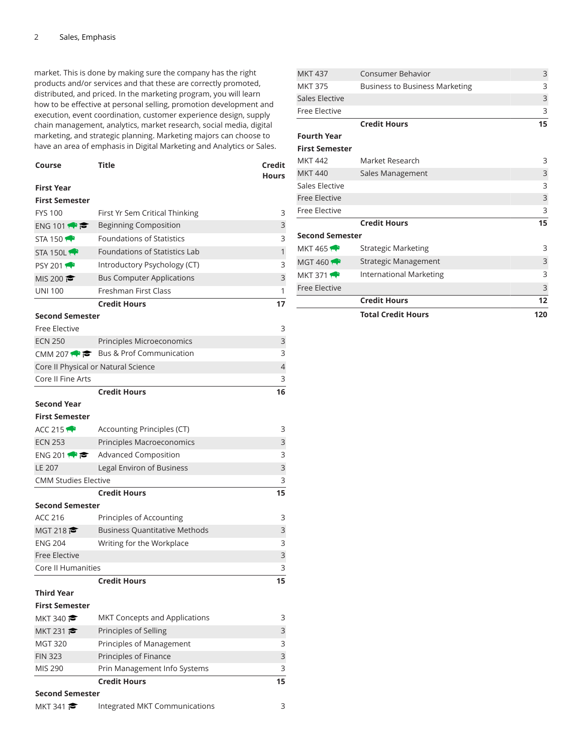market. This is done by making sure the company has the right products and/or services and that these are correctly promoted, distributed, and priced. In the marketing program, you will learn how to be effective at personal selling, promotion development and execution, event coordination, customer experience design, supply chain management, analytics, market research, social media, digital marketing, and strategic planning. Marketing majors can choose to have an area of emphasis in Digital Marketing and Analytics or Sales.

| Course | Title | Credit Hours |
|---|---|---|
| **First Year** | | |
| **First Semester** | | |
| FYS 100 | First Yr Sem Critical Thinking | 3 |
| ENG 101 | Beginning Composition | 3 |
| STA 150 | Foundations of Statistics | 3 |
| STA 150L | Foundations of Statistics Lab | 1 |
| PSY 201 | Introductory Psychology (CT) | 3 |
| MIS 200 | Bus Computer Applications | 3 |
| UNI 100 | Freshman First Class | 1 |
| | **Credit Hours** | **17** |
| **Second Semester** | | |
| Free Elective | | 3 |
| ECN 250 | Principles Microeconomics | 3 |
| CMM 207 | Bus & Prof Communication | 3 |
| Core II Physical or Natural Science | | 4 |
| Core II Fine Arts | | 3 |
| | **Credit Hours** | **16** |
| **Second Year** | | |
| **First Semester** | | |
| ACC 215 | Accounting Principles (CT) | 3 |
| ECN 253 | Principles Macroeconomics | 3 |
| ENG 201 | Advanced Composition | 3 |
| LE 207 | Legal Environ of Business | 3 |
| CMM Studies Elective | | 3 |
| | **Credit Hours** | **15** |
| **Second Semester** | | |
| ACC 216 | Principles of Accounting | 3 |
| MGT 218 | Business Quantitative Methods | 3 |
| ENG 204 | Writing for the Workplace | 3 |
| Free Elective | | 3 |
| Core II Humanities | | 3 |
| | **Credit Hours** | **15** |
| **Third Year** | | |
| **First Semester** | | |
| MKT 340 | MKT Concepts and Applications | 3 |
| MKT 231 | Principles of Selling | 3 |
| MGT 320 | Principles of Management | 3 |
| FIN 323 | Principles of Finance | 3 |
| MIS 290 | Prin Management Info Systems | 3 |
| | **Credit Hours** | **15** |
| **Second Semester** | | |
| MKT 341 | Integrated MKT Communications | 3 |
| MKT 437 | Consumer Behavior | 3 |
| MKT 375 | Business to Business Marketing | 3 |
| Sales Elective | | 3 |
| Free Elective | | 3 |
| | **Credit Hours** | **15** |
| **Fourth Year** | | |
| **First Semester** | | |
| MKT 442 | Market Research | 3 |
| MKT 440 | Sales Management | 3 |
| Sales Elective | | 3 |
| Free Elective | | 3 |
| Free Elective | | 3 |
| | **Credit Hours** | **15** |
| **Second Semester** | | |
| MKT 465 | Strategic Marketing | 3 |
| MGT 460 | Strategic Management | 3 |
| MKT 371 | International Marketing | 3 |
| Free Elective | | 3 |
| | **Credit Hours** | **12** |
| | **Total Credit Hours** | **120** |